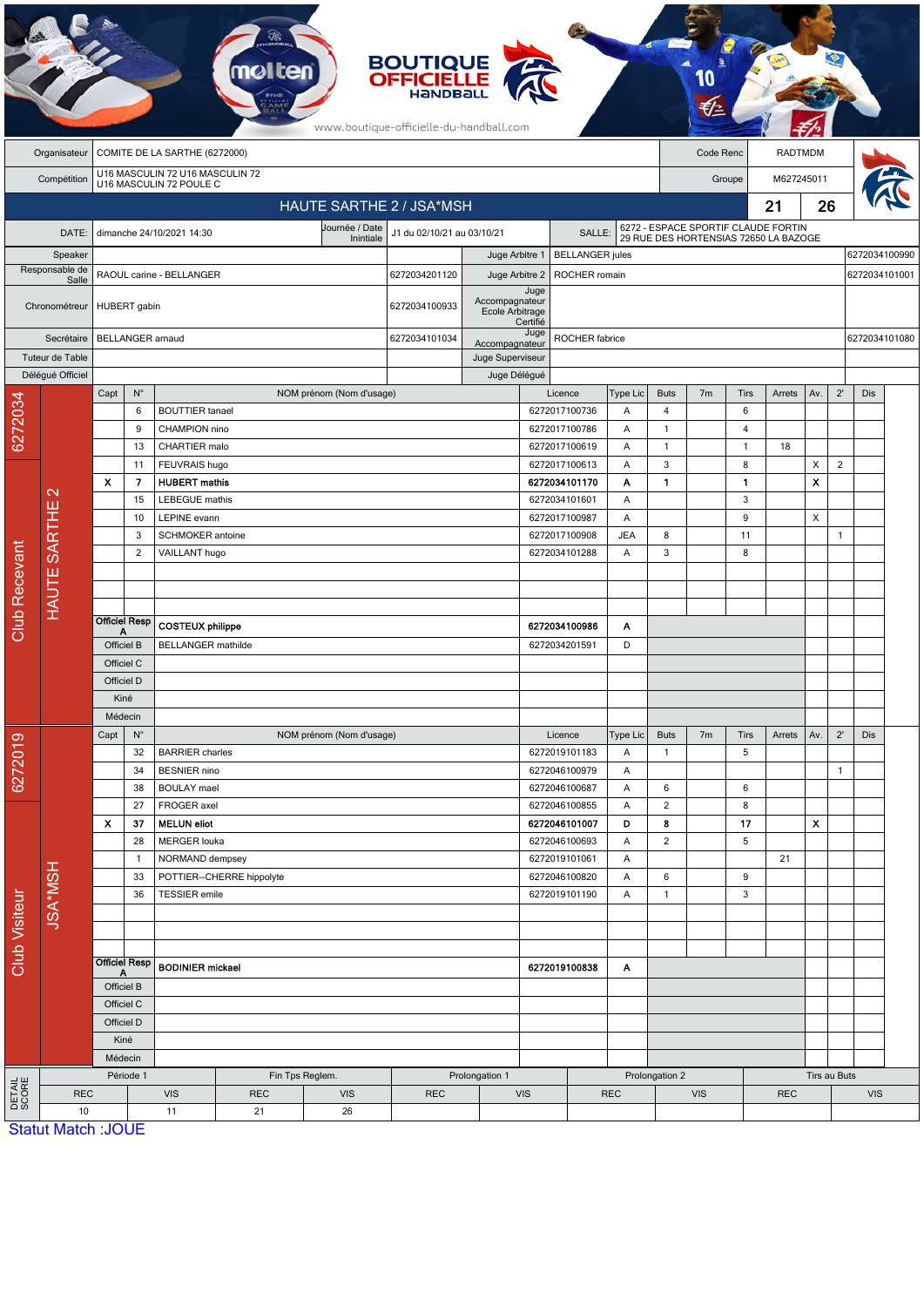BOUTIQUE OFFICIELLE HANDBALL

www.boutique-officielle-du-handball.com

| | | | |
|---|---|---|---|
| Organisateur | COMITE DE LA SARTHE (6272000) | Code Renc | RADTMDM |
| Compétition | U16 MASCULIN 72 U16 MASCULIN 72 U16 MASCULIN 72 POULE C | Groupe | M627245011 |

## HAUTE SARTHE 2 / JSA*MSH — 21 — 26

| | | | | | |
|---|---|---|---|---|---|
| DATE: | dimanche 24/10/2021 14:30 | Journée / Date Inintiale | J1 du 02/10/21 au 03/10/21 | SALLE: | 6272 - ESPACE SPORTIF CLAUDE FORTIN 29 RUE DES HORTENSIAS 72650 LA BAZOGE |

| Rôle | Nom | Licence | Rôle | Nom | Licence |
|---|---|---|---|---|---|
| Speaker | | | Juge Arbitre 1 | BELLANGER jules | 6272034100990 |
| Responsable de Salle | RAOUL carine - BELLANGER | 6272034201120 | Juge Arbitre 2 | ROCHER romain | 6272034101001 |
| Chronométreur | HUBERT gabin | 6272034100933 | Juge Accompagnateur Ecole Arbitrage Certifié | | |
| Secrétaire | BELLANGER arnaud | 6272034101034 | Juge Accompagnateur | ROCHER fabrice | 6272034101080 |
| Tuteur de Table | | | Juge Superviseur | | |
| Délégué Officiel | | | Juge Délégué | | |

### Club Recevant — 6272034 — HAUTE SARTHE 2

| Capt | N° | NOM prénom (Nom d'usage) | Licence | Type Lic | Buts | 7m | Tirs | Arrets | Av. | 2' | Dis |
|---|---|---|---|---|---|---|---|---|---|---|---|
| | 6 | BOUTTIER tanael | 6272017100736 | A | 4 | | 6 | | | | |
| | 9 | CHAMPION nino | 6272017100786 | A | 1 | | 4 | | | | |
| | 13 | CHARTIER malo | 6272017100619 | A | 1 | | 1 | 18 | | | |
| | 11 | FEUVRAIS hugo | 6272017100613 | A | 3 | | 8 | | X | 2 | |
| **X** | **7** | **HUBERT mathis** | **6272034101170** | **A** | **1** | | **1** | | **X** | | |
| | 15 | LEBEGUE mathis | 6272034101601 | A | | | 3 | | | | |
| | 10 | LEPINE evann | 6272017100987 | A | | | 9 | | X | | |
| | 3 | SCHMOKER antoine | 6272017100908 | JEA | 8 | | 11 | | | 1 | |
| | 2 | VAILLANT hugo | 6272034101288 | A | 3 | | 8 | | | | |
| Officiel Resp A | | COSTEUX philippe | 6272034100986 | A | | | | | | | |
| Officiel B | | BELLANGER mathilde | 6272034201591 | D | | | | | | | |
| Officiel C | | | | | | | | | | | |
| Officiel D | | | | | | | | | | | |
| Kiné | | | | | | | | | | | |
| Médecin | | | | | | | | | | | |

### Club Visiteur — 6272019 — JSA*MSH

| Capt | N° | NOM prénom (Nom d'usage) | Licence | Type Lic | Buts | 7m | Tirs | Arrets | Av. | 2' | Dis |
|---|---|---|---|---|---|---|---|---|---|---|---|
| | 32 | BARRIER charles | 6272019101183 | A | 1 | | 5 | | | | |
| | 34 | BESNIER nino | 6272046100979 | A | | | | | | 1 | |
| | 38 | BOULAY mael | 6272046100687 | A | 6 | | 6 | | | | |
| | 27 | FROGER axel | 6272046100855 | A | 2 | | 8 | | | | |
| **X** | **37** | **MELUN eliot** | **6272046101007** | **D** | **8** | | **17** | | **X** | | |
| | 28 | MERGER louka | 6272046100693 | A | 2 | | 5 | | | | |
| | 1 | NORMAND dempsey | 6272019101061 | A | | | | 21 | | | |
| | 33 | POTTIER--CHERRE hippolyte | 6272046100820 | A | 6 | | 9 | | | | |
| | 36 | TESSIER emile | 6272019101190 | A | 1 | | 3 | | | | |
| Officiel Resp A | | BODINIER mickael | 6272019100838 | A | | | | | | | |
| Officiel B | | | | | | | | | | | |
| Officiel C | | | | | | | | | | | |
| Officiel D | | | | | | | | | | | |
| Kiné | | | | | | | | | | | |
| Médecin | | | | | | | | | | | |

### DETAIL SCORE

| Période 1 | | Fin Tps Reglem. | | Prolongation 1 | | Prolongation 2 | | Tirs au Buts | |
|---|---|---|---|---|---|---|---|---|---|
| REC | VIS | REC | VIS | REC | VIS | REC | VIS | REC | VIS |
| 10 | 11 | 21 | 26 | | | | | | |

Statut Match :JOUE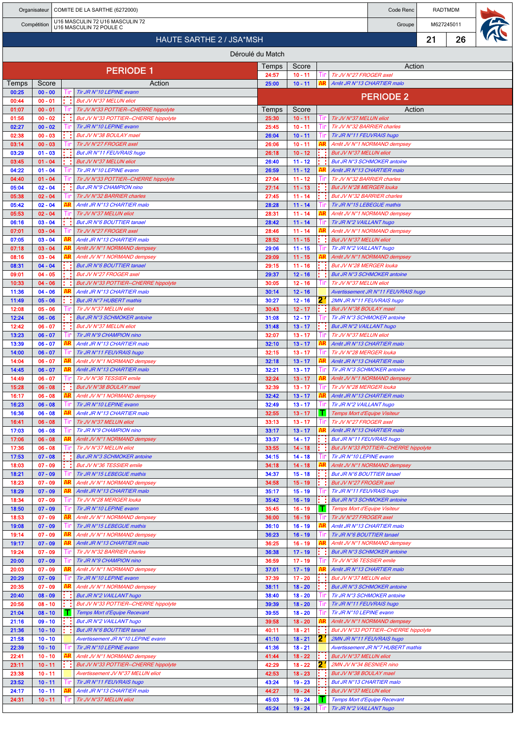| Organisateur | COMITE DE LA SARTHE (6272000) | Code Renc | RADTMDM |
|---|---|---|---|
| Compétition | U16 MASCULIN 72 U16 MASCULIN 72 U16 MASCULIN 72 POULE C | Groupe | M627245011 |

## HAUTE SARTHE 2 / JSA*MSH — 21 - 26

### Déroulé du Match

## PERIODE 1

| Temps | Score | | Action |
|---|---|---|---|
| 00:25 | 00 - 00 | Tir | Tir JR N°10 LEPINE evann |
| 00:44 | 00 - 01 | But | But JV N°37 MELUN eliot |
| 01:07 | 00 - 01 | Tir | Tir JV N°33 POTTIER--CHERRE hippolyte |
| 01:56 | 00 - 02 | But | But JV N°33 POTTIER--CHERRE hippolyte |
| 02:27 | 00 - 02 | Tir | Tir JR N°10 LEPINE evann |
| 02:38 | 00 - 03 | But | But JV N°38 BOULAY mael |
| 03:14 | 00 - 03 | Tir | Tir JV N°27 FROGER axel |
| 03:29 | 01 - 03 | But | But JR N°11 FEUVRAIS hugo |
| 03:45 | 01 - 04 | But | But JV N°37 MELUN eliot |
| 04:22 | 01 - 04 | Tir | Tir JR N°10 LEPINE evann |
| 04:40 | 01 - 04 | Tir | Tir JV N°33 POTTIER--CHERRE hippolyte |
| 05:04 | 02 - 04 | But | But JR N°9 CHAMPION nino |
| 05:38 | 02 - 04 | Tir | Tir JV N°32 BARRIER charles |
| 05:42 | 02 - 04 | AR | Arrêt JR N°13 CHARTIER malo |
| 05:53 | 02 - 04 | Tir | Tir JV N°37 MELUN eliot |
| 06:16 | 03 - 04 | But | But JR N°6 BOUTTIER tanael |
| 07:01 | 03 - 04 | Tir | Tir JV N°27 FROGER axel |
| 07:05 | 03 - 04 | AR | Arrêt JR N°13 CHARTIER malo |
| 07:18 | 03 - 04 | AR | Arrêt JV N°1 NORMAND dempsey |
| 08:16 | 03 - 04 | AR | Arrêt JV N°1 NORMAND dempsey |
| 08:31 | 04 - 04 | But | But JR N°6 BOUTTIER tanael |
| 09:01 | 04 - 05 | But | But JV N°27 FROGER axel |
| 10:33 | 04 - 06 | But | But JV N°33 POTTIER--CHERRE hippolyte |
| 11:36 | 04 - 06 | AR | Arrêt JR N°13 CHARTIER malo |
| 11:49 | 05 - 06 | But | But JR N°7 HUBERT mathis |
| 12:08 | 05 - 06 | Tir | Tir JV N°37 MELUN eliot |
| 12:24 | 06 - 06 | But | But JR N°3 SCHMOKER antoine |
| 12:42 | 06 - 07 | But | But JV N°37 MELUN eliot |
| 13:23 | 06 - 07 | Tir | Tir JR N°9 CHAMPION nino |
| 13:39 | 06 - 07 | AR | Arrêt JR N°13 CHARTIER malo |
| 14:00 | 06 - 07 | Tir | Tir JR N°11 FEUVRAIS hugo |
| 14:04 | 06 - 07 | AR | Arrêt JV N°1 NORMAND dempsey |
| 14:45 | 06 - 07 | AR | Arrêt JR N°13 CHARTIER malo |
| 14:49 | 06 - 07 | Tir | Tir JV N°36 TESSIER emile |
| 15:28 | 06 - 08 | But | But JV N°38 BOULAY mael |
| 16:17 | 06 - 08 | AR | Arrêt JV N°1 NORMAND dempsey |
| 16:23 | 06 - 08 | Tir | Tir JR N°10 LEPINE evann |
| 16:36 | 06 - 08 | AR | Arrêt JR N°13 CHARTIER malo |
| 16:41 | 06 - 08 | Tir | Tir JV N°37 MELUN eliot |
| 17:03 | 06 - 08 | Tir | Tir JR N°9 CHAMPION nino |
| 17:06 | 06 - 08 | AR | Arrêt JV N°1 NORMAND dempsey |
| 17:36 | 06 - 08 | Tir | Tir JV N°37 MELUN eliot |
| 17:53 | 07 - 08 | But | But JR N°3 SCHMOKER antoine |
| 18:03 | 07 - 09 | But | But JV N°36 TESSIER emile |
| 18:21 | 07 - 09 | Tir | Tir JR N°15 LEBEGUE mathis |
| 18:23 | 07 - 09 | AR | Arrêt JV N°1 NORMAND dempsey |
| 18:29 | 07 - 09 | AR | Arrêt JR N°13 CHARTIER malo |
| 18:34 | 07 - 09 | Tir | Tir JV N°28 MERGER louka |
| 18:50 | 07 - 09 | Tir | Tir JR N°10 LEPINE evann |
| 18:53 | 07 - 09 | AR | Arrêt JV N°1 NORMAND dempsey |
| 19:08 | 07 - 09 | Tir | Tir JR N°15 LEBEGUE mathis |
| 19:14 | 07 - 09 | AR | Arrêt JV N°1 NORMAND dempsey |
| 19:17 | 07 - 09 | AR | Arrêt JR N°13 CHARTIER malo |
| 19:24 | 07 - 09 | Tir | Tir JV N°32 BARRIER charles |
| 20:00 | 07 - 09 | Tir | Tir JR N°9 CHAMPION nino |
| 20:03 | 07 - 09 | AR | Arrêt JV N°1 NORMAND dempsey |
| 20:29 | 07 - 09 | Tir | Tir JR N°10 LEPINE evann |
| 20:35 | 07 - 09 | AR | Arrêt JV N°1 NORMAND dempsey |
| 20:40 | 08 - 09 | But | But JR N°2 VAILLANT hugo |
| 20:56 | 08 - 10 | But | But JV N°33 POTTIER--CHERRE hippolyte |
| 21:04 | 08 - 10 | T | Temps Mort d'Equipe Recevant |
| 21:16 | 09 - 10 | But | But JR N°2 VAILLANT hugo |
| 21:36 | 10 - 10 | But | But JR N°6 BOUTTIER tanael |
| 21:58 | 10 - 10 | | Avertissement JR N°10 LEPINE evann |
| 22:39 | 10 - 10 | Tir | Tir JR N°10 LEPINE evann |
| 22:41 | 10 - 10 | AR | Arrêt JV N°1 NORMAND dempsey |
| 23:11 | 10 - 11 | But | But JV N°33 POTTIER--CHERRE hippolyte |
| 23:38 | 10 - 11 | | Avertissement JV N°37 MELUN eliot |
| 23:52 | 10 - 11 | Tir | Tir JR N°11 FEUVRAIS hugo |
| 24:17 | 10 - 11 | AR | Arrêt JR N°13 CHARTIER malo |
| 24:31 | 10 - 11 | Tir | Tir JV N°37 MELUN eliot |
| 24:57 | 10 - 11 | Tir | Tir JV N°27 FROGER axel |
| 25:00 | 10 - 11 | AR | Arrêt JR N°13 CHARTIER malo |

## PERIODE 2

| Temps | Score | | Action |
|---|---|---|---|
| 25:30 | 10 - 11 | Tir | Tir JV N°37 MELUN eliot |
| 25:45 | 10 - 11 | Tir | Tir JV N°32 BARRIER charles |
| 26:04 | 10 - 11 | Tir | Tir JR N°11 FEUVRAIS hugo |
| 26:06 | 10 - 11 | AR | Arrêt JV N°1 NORMAND dempsey |
| 26:18 | 10 - 12 | But | But JV N°37 MELUN eliot |
| 26:40 | 11 - 12 | But | But JR N°3 SCHMOKER antoine |
| 26:59 | 11 - 12 | AR | Arrêt JR N°13 CHARTIER malo |
| 27:04 | 11 - 12 | Tir | Tir JV N°32 BARRIER charles |
| 27:14 | 11 - 13 | But | But JV N°28 MERGER louka |
| 27:45 | 11 - 14 | But | But JV N°32 BARRIER charles |
| 28:28 | 11 - 14 | Tir | Tir JR N°15 LEBEGUE mathis |
| 28:31 | 11 - 14 | AR | Arrêt JV N°1 NORMAND dempsey |
| 28:42 | 11 - 14 | Tir | Tir JR N°2 VAILLANT hugo |
| 28:46 | 11 - 14 | AR | Arrêt JV N°1 NORMAND dempsey |
| 28:52 | 11 - 15 | But | But JV N°37 MELUN eliot |
| 29:06 | 11 - 15 | Tir | Tir JR N°2 VAILLANT hugo |
| 29:09 | 11 - 15 | AR | Arrêt JV N°1 NORMAND dempsey |
| 29:15 | 11 - 16 | But | But JV N°28 MERGER louka |
| 29:37 | 12 - 16 | But | But JR N°3 SCHMOKER antoine |
| 30:05 | 12 - 16 | Tir | Tir JV N°37 MELUN eliot |
| 30:14 | 12 - 16 | | Avertissement JR N°11 FEUVRAIS hugo |
| 30:27 | 12 - 16 | 2' | 2MN JR N°11 FEUVRAIS hugo |
| 30:43 | 12 - 17 | But | But JV N°38 BOULAY mael |
| 31:08 | 12 - 17 | Tir | Tir JR N°3 SCHMOKER antoine |
| 31:48 | 13 - 17 | But | But JR N°2 VAILLANT hugo |
| 32:07 | 13 - 17 | Tir | Tir JV N°37 MELUN eliot |
| 32:10 | 13 - 17 | AR | Arrêt JR N°13 CHARTIER malo |
| 32:15 | 13 - 17 | Tir | Tir JV N°28 MERGER louka |
| 32:18 | 13 - 17 | AR | Arrêt JR N°13 CHARTIER malo |
| 32:21 | 13 - 17 | Tir | Tir JR N°3 SCHMOKER antoine |
| 32:24 | 13 - 17 | AR | Arrêt JV N°1 NORMAND dempsey |
| 32:39 | 13 - 17 | Tir | Tir JV N°28 MERGER louka |
| 32:42 | 13 - 17 | AR | Arrêt JR N°13 CHARTIER malo |
| 32:49 | 13 - 17 | Tir | Tir JR N°2 VAILLANT hugo |
| 32:55 | 13 - 17 | T | Temps Mort d'Equipe Visiteur |
| 33:13 | 13 - 17 | Tir | Tir JV N°27 FROGER axel |
| 33:17 | 13 - 17 | AR | Arrêt JR N°13 CHARTIER malo |
| 33:37 | 14 - 17 | But | But JR N°11 FEUVRAIS hugo |
| 33:55 | 14 - 18 | But | But JV N°33 POTTIER--CHERRE hippolyte |
| 34:15 | 14 - 18 | Tir | Tir JR N°10 LEPINE evann |
| 34:18 | 14 - 18 | AR | Arrêt JV N°1 NORMAND dempsey |
| 34:37 | 15 - 18 | But | But JR N°6 BOUTTIER tanael |
| 34:58 | 15 - 19 | But | But JV N°27 FROGER axel |
| 35:17 | 15 - 19 | Tir | Tir JR N°11 FEUVRAIS hugo |
| 35:42 | 16 - 19 | But | But JR N°3 SCHMOKER antoine |
| 35:45 | 16 - 19 | T | Temps Mort d'Equipe Visiteur |
| 36:00 | 16 - 19 | Tir | Tir JV N°27 FROGER axel |
| 36:10 | 16 - 19 | AR | Arrêt JR N°13 CHARTIER malo |
| 36:23 | 16 - 19 | Tir | Tir JR N°6 BOUTTIER tanael |
| 36:25 | 16 - 19 | AR | Arrêt JV N°1 NORMAND dempsey |
| 36:38 | 17 - 19 | But | But JR N°3 SCHMOKER antoine |
| 36:59 | 17 - 19 | Tir | Tir JV N°36 TESSIER emile |
| 37:01 | 17 - 19 | AR | Arrêt JR N°13 CHARTIER malo |
| 37:39 | 17 - 20 | But | But JV N°37 MELUN eliot |
| 38:11 | 18 - 20 | But | But JR N°3 SCHMOKER antoine |
| 38:40 | 18 - 20 | Tir | Tir JR N°3 SCHMOKER antoine |
| 39:39 | 18 - 20 | Tir | Tir JR N°11 FEUVRAIS hugo |
| 39:55 | 18 - 20 | Tir | Tir JR N°10 LEPINE evann |
| 39:58 | 18 - 20 | AR | Arrêt JV N°1 NORMAND dempsey |
| 40:11 | 18 - 21 | But | But JV N°33 POTTIER--CHERRE hippolyte |
| 41:10 | 18 - 21 | 2' | 2MN JR N°11 FEUVRAIS hugo |
| 41:36 | 18 - 21 | | Avertissement JR N°7 HUBERT mathis |
| 41:44 | 18 - 22 | But | But JV N°37 MELUN eliot |
| 42:29 | 18 - 22 | 2' | 2MN JV N°34 BESNIER nino |
| 42:53 | 18 - 23 | But | But JV N°38 BOULAY mael |
| 43:24 | 19 - 23 | But | But JR N°13 CHARTIER malo |
| 44:27 | 19 - 24 | But | But JV N°37 MELUN eliot |
| 45:03 | 19 - 24 | T | Temps Mort d'Equipe Recevant |
| 45:24 | 19 - 24 | Tir | Tir JR N°2 VAILLANT hugo |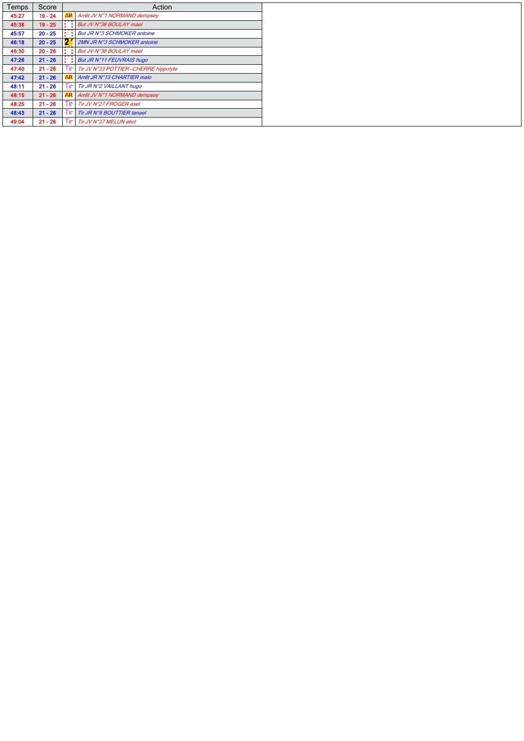| Temps | Score | | Action |
|---|---|---|---|
| 45:27 | 19 - 24 | AR | *Arrêt JV N°1 NORMAND dempsey* |
| 45:38 | 19 - 25 | | *But JV N°38 BOULAY mael* |
| 45:57 | 20 - 25 | | *But JR N°3 SCHMOKER antoine* |
| 46:18 | 20 - 25 | 2' | *2MN JR N°3 SCHMOKER antoine* |
| 46:30 | 20 - 26 | | *But JV N°38 BOULAY mael* |
| 47:26 | 21 - 26 | | *But JR N°11 FEUVRAIS hugo* |
| 47:40 | 21 - 26 | Tir | *Tir JV N°33 POTTIER--CHERRE hippolyte* |
| 47:42 | 21 - 26 | AR | *Arrêt JR N°13 CHARTIER malo* |
| 48:11 | 21 - 26 | Tir | *Tir JR N°2 VAILLANT hugo* |
| 48:15 | 21 - 26 | AR | *Arrêt JV N°1 NORMAND dempsey* |
| 48:25 | 21 - 26 | Tir | *Tir JV N°27 FROGER axel* |
| 48:43 | 21 - 26 | Tir | *Tir JR N°6 BOUTTIER tanael* |
| 49:04 | 21 - 26 | Tir | *Tir JV N°37 MELUN eliot* |